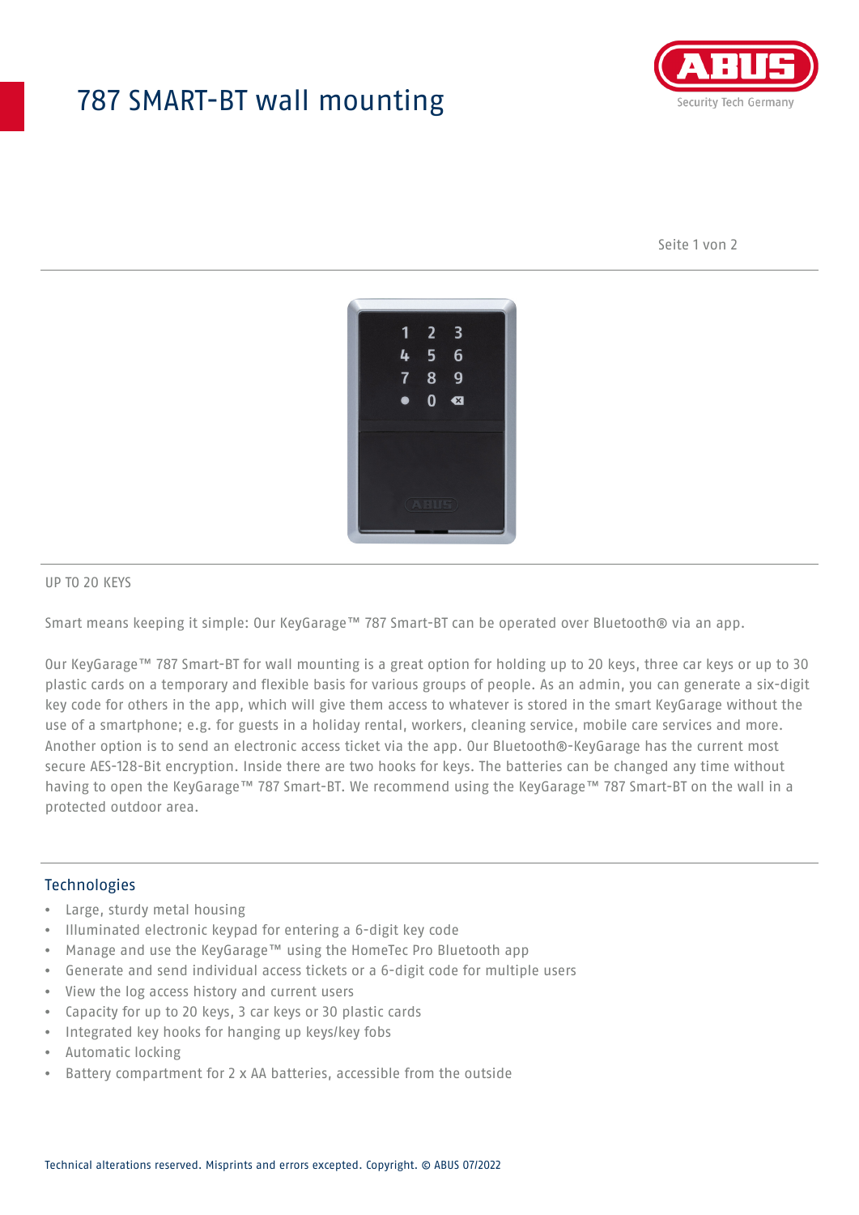# 787 SMART-BT wall mounting

UP TO 20 KEYS

Smart means keeping it simple: Our KeyGarage™ 787 Smart-BT can be operated over Bluetooth® via an app.

Our KeyGarage™ 787 Smart-BT for wall mounting is a great option for holding up to 20 keys, three car keys or up to 30 plastic cards on a temporary and flexible basis for various groups of people. As an admin, you can generate a six-digit key code for others in the app, which will give them access to whatever is stored in the smart KeyGarage without the use of a smartphone; e.g. for guests in a holiday rental, workers, cleaning service, mobile care services and more. Another option is to send an electronic access ticket via the app. Our Bluetooth®-KeyGarage has the current most secure AES-128-Bit encryption. Inside there are two hooks for keys. The batteries can be changed any time without having to open the KeyGarage™ 787 Smart-BT. We recommend using the KeyGarage™ 787 Smart-BT on the wall in a protected outdoor area.

## Technologies

- Large, sturdy metal housing
- Illuminated electronic keypad for entering a 6-digit key code
- Manage and use the KeyGarage™ using the HomeTec Pro Bluetooth app
- Generate and send individual access tickets or a 6-digit code for multiple users
- View the log access history and current users
- Capacity for up to 20 keys, 3 car keys or 30 plastic cards
- Integrated key hooks for hanging up keys/key fobs
- Automatic locking
- Battery compartment for 2 x AA batteries, accessible from the outside

Technical alterations reserved. Misprints and errors excepted. Copyright. © ABUS 07/2022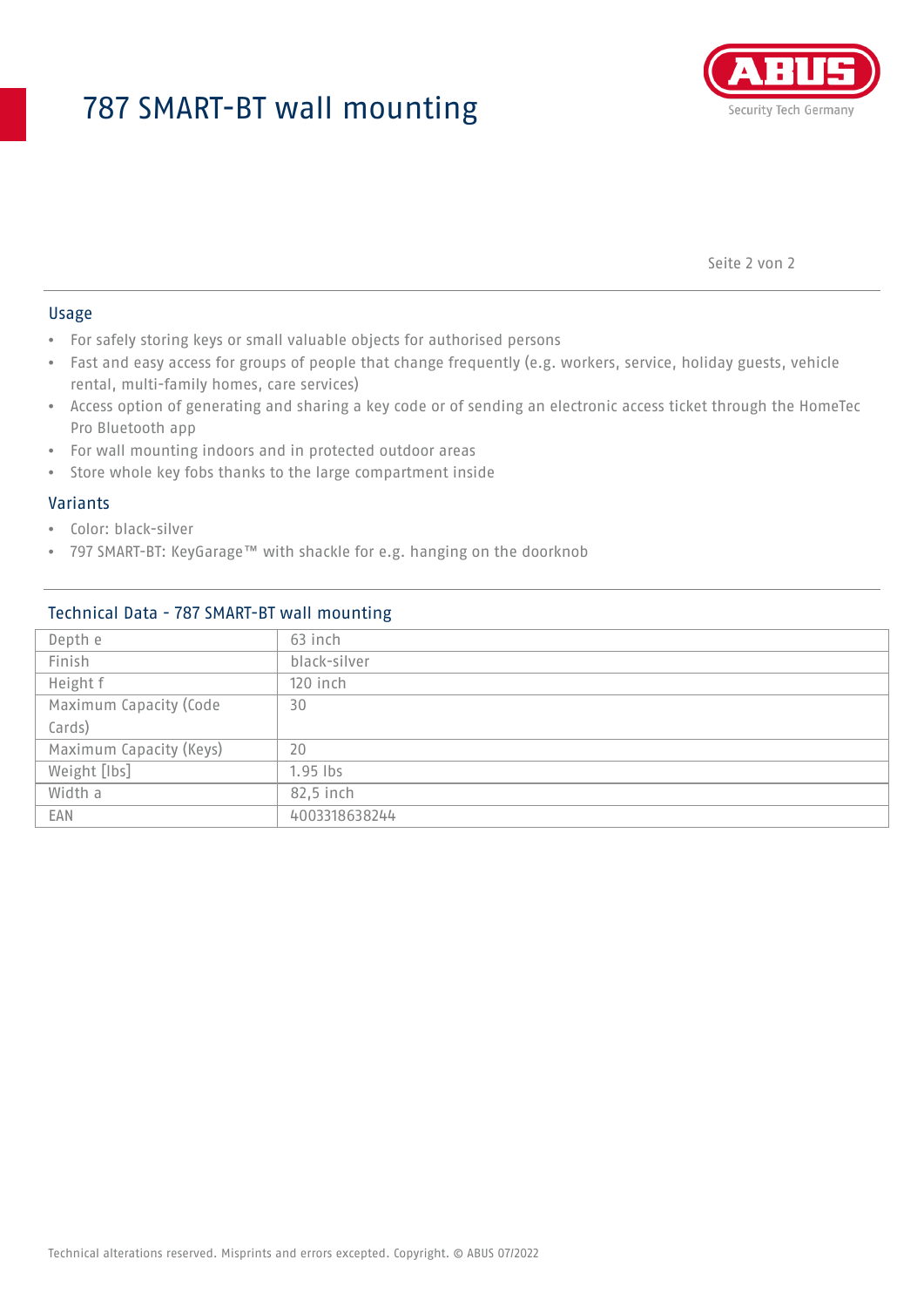# 787 SMART-BT wall mounting

## Usage

- For safely storing keys or small valuable objects for authorised persons
- Fast and easy access for groups of people that change frequently (e.g. workers, service, holiday guests, vehicle rental, multi-family homes, care services)
- Access option of generating and sharing a key code or of sending an electronic access ticket through the HomeTec Pro Bluetooth app
- For wall mounting indoors and in protected outdoor areas
- Store whole key fobs thanks to the large compartment inside

## Variants

- Color: black-silver
- 797 SMART-BT: KeyGarage™ with shackle for e.g. hanging on the doorknob

## Technical Data - 787 SMART-BT wall mounting

| | |
|---|---|
| Depth e | 63 inch |
| Finish | black-silver |
| Height f | 120 inch |
| Maximum Capacity (Code Cards) | 30 |
| Maximum Capacity (Keys) | 20 |
| Weight [lbs] | 1.95 lbs |
| Width a | 82,5 inch |
| EAN | 4003318638244 |

Technical alterations reserved. Misprints and errors excepted. Copyright. © ABUS 07/2022